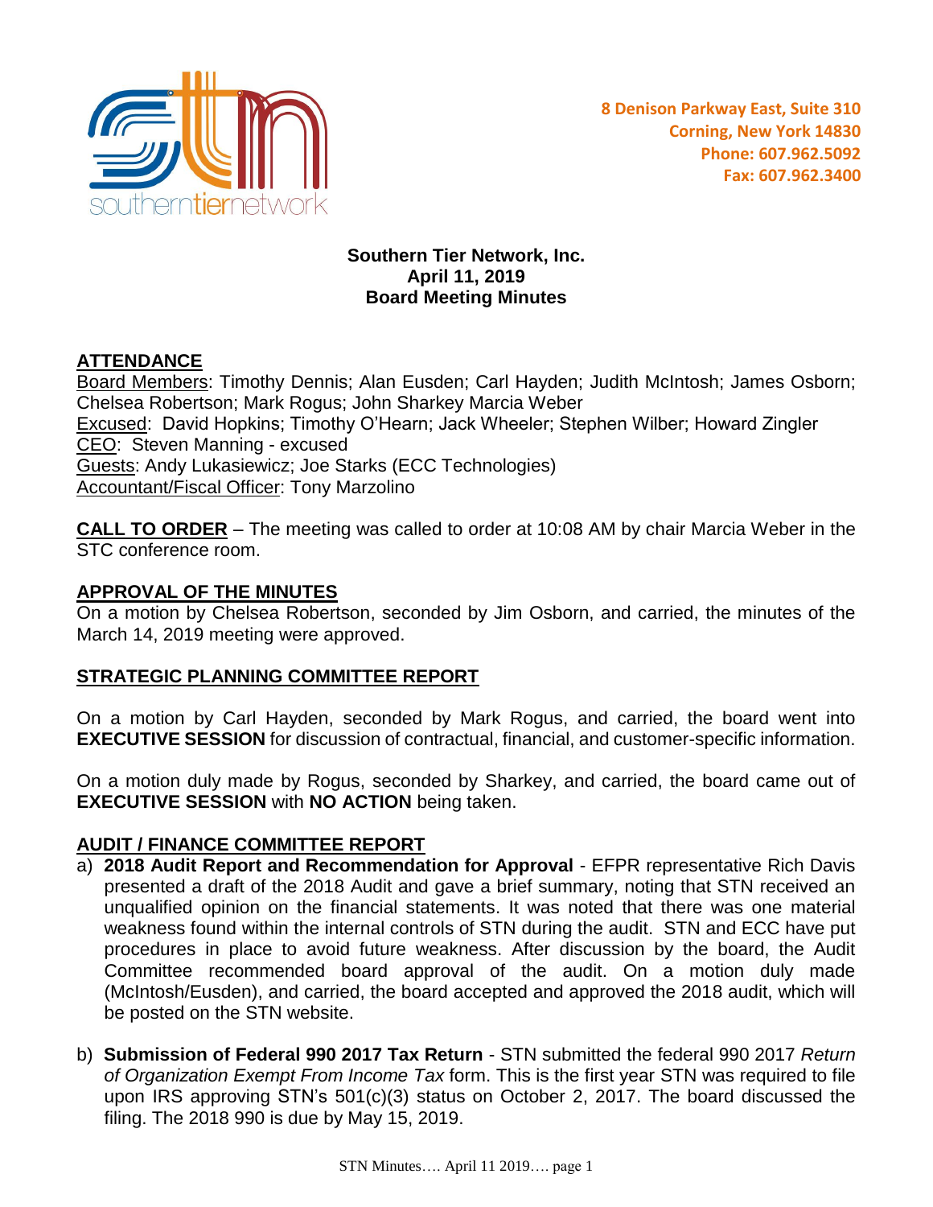8 Denison Parkway East, Suite 310
Corning, New York 14830
Phone: 607.962.5092
Fax: 607.962.3400

**Southern Tier Network, Inc.**
**April 11, 2019**
**Board Meeting Minutes**

## ATTENDANCE

Board Members: Timothy Dennis; Alan Eusden; Carl Hayden; Judith McIntosh; James Osborn; Chelsea Robertson; Mark Rogus; John Sharkey Marcia Weber
Excused: David Hopkins; Timothy O'Hearn; Jack Wheeler; Stephen Wilber; Howard Zingler
CEO: Steven Manning - excused
Guests: Andy Lukasiewicz; Joe Starks (ECC Technologies)
Accountant/Fiscal Officer: Tony Marzolino

**CALL TO ORDER** – The meeting was called to order at 10:08 AM by chair Marcia Weber in the STC conference room.

## APPROVAL OF THE MINUTES

On a motion by Chelsea Robertson, seconded by Jim Osborn, and carried, the minutes of the March 14, 2019 meeting were approved.

## STRATEGIC PLANNING COMMITTEE REPORT

On a motion by Carl Hayden, seconded by Mark Rogus, and carried, the board went into **EXECUTIVE SESSION** for discussion of contractual, financial, and customer-specific information.

On a motion duly made by Rogus, seconded by Sharkey, and carried, the board came out of **EXECUTIVE SESSION** with **NO ACTION** being taken.

## AUDIT / FINANCE COMMITTEE REPORT

a) **2018 Audit Report and Recommendation for Approval** - EFPR representative Rich Davis presented a draft of the 2018 Audit and gave a brief summary, noting that STN received an unqualified opinion on the financial statements. It was noted that there was one material weakness found within the internal controls of STN during the audit. STN and ECC have put procedures in place to avoid future weakness. After discussion by the board, the Audit Committee recommended board approval of the audit. On a motion duly made (McIntosh/Eusden), and carried, the board accepted and approved the 2018 audit, which will be posted on the STN website.

b) **Submission of Federal 990 2017 Tax Return** - STN submitted the federal 990 2017 *Return of Organization Exempt From Income Tax* form. This is the first year STN was required to file upon IRS approving STN's 501(c)(3) status on October 2, 2017. The board discussed the filing. The 2018 990 is due by May 15, 2019.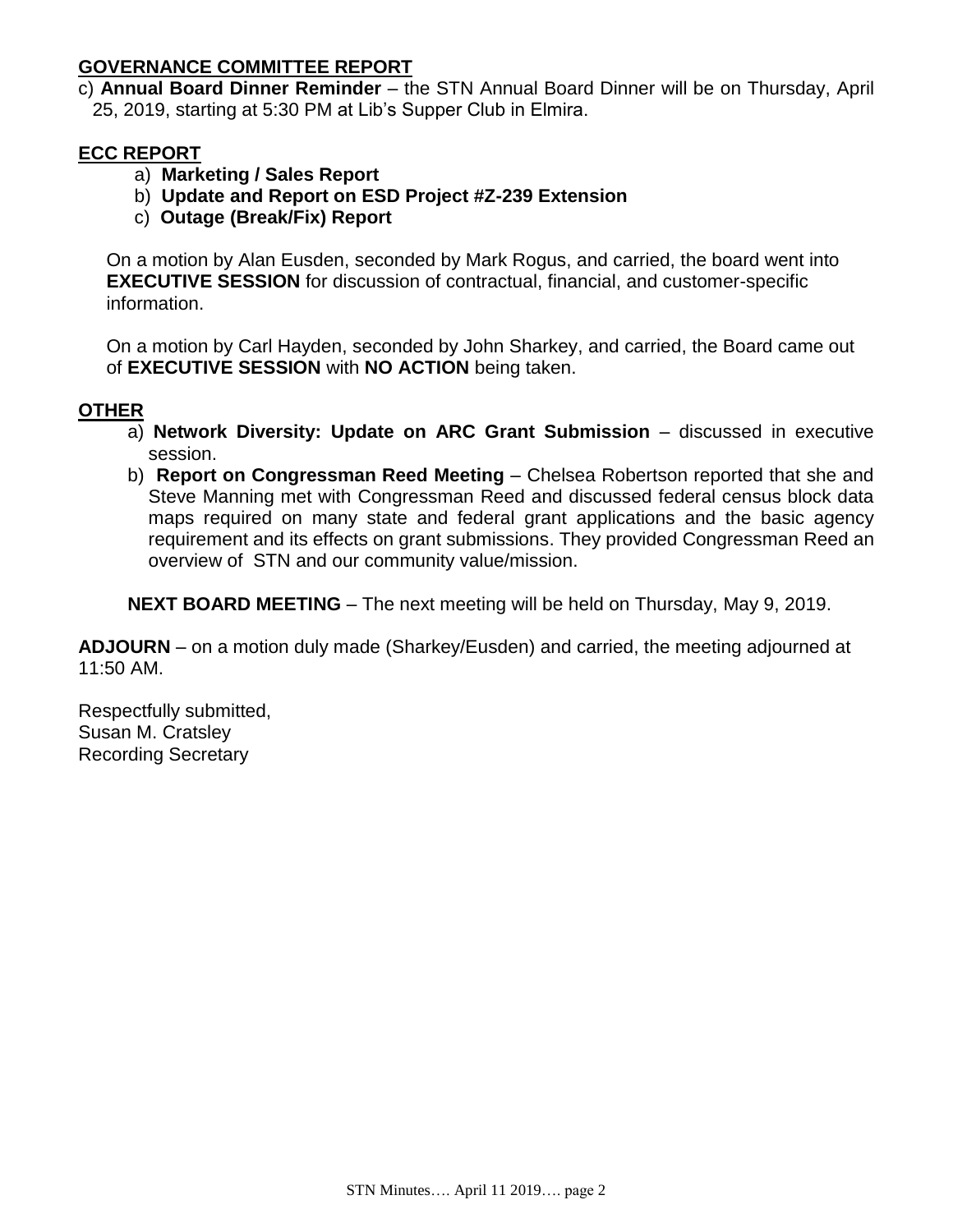## GOVERNANCE COMMITTEE REPORT

c) **Annual Board Dinner Reminder** – the STN Annual Board Dinner will be on Thursday, April 25, 2019, starting at 5:30 PM at Lib's Supper Club in Elmira.

## ECC REPORT

a) **Marketing / Sales Report**
b) **Update and Report on ESD Project #Z-239 Extension**
c) **Outage (Break/Fix) Report**

On a motion by Alan Eusden, seconded by Mark Rogus, and carried, the board went into **EXECUTIVE SESSION** for discussion of contractual, financial, and customer-specific information.

On a motion by Carl Hayden, seconded by John Sharkey, and carried, the Board came out of **EXECUTIVE SESSION** with **NO ACTION** being taken.

## OTHER

a) **Network Diversity: Update on ARC Grant Submission** – discussed in executive session.
b) **Report on Congressman Reed Meeting** – Chelsea Robertson reported that she and Steve Manning met with Congressman Reed and discussed federal census block data maps required on many state and federal grant applications and the basic agency requirement and its effects on grant submissions. They provided Congressman Reed an overview of STN and our community value/mission.

**NEXT BOARD MEETING** – The next meeting will be held on Thursday, May 9, 2019.

**ADJOURN** – on a motion duly made (Sharkey/Eusden) and carried, the meeting adjourned at 11:50 AM.

Respectfully submitted,
Susan M. Cratsley
Recording Secretary